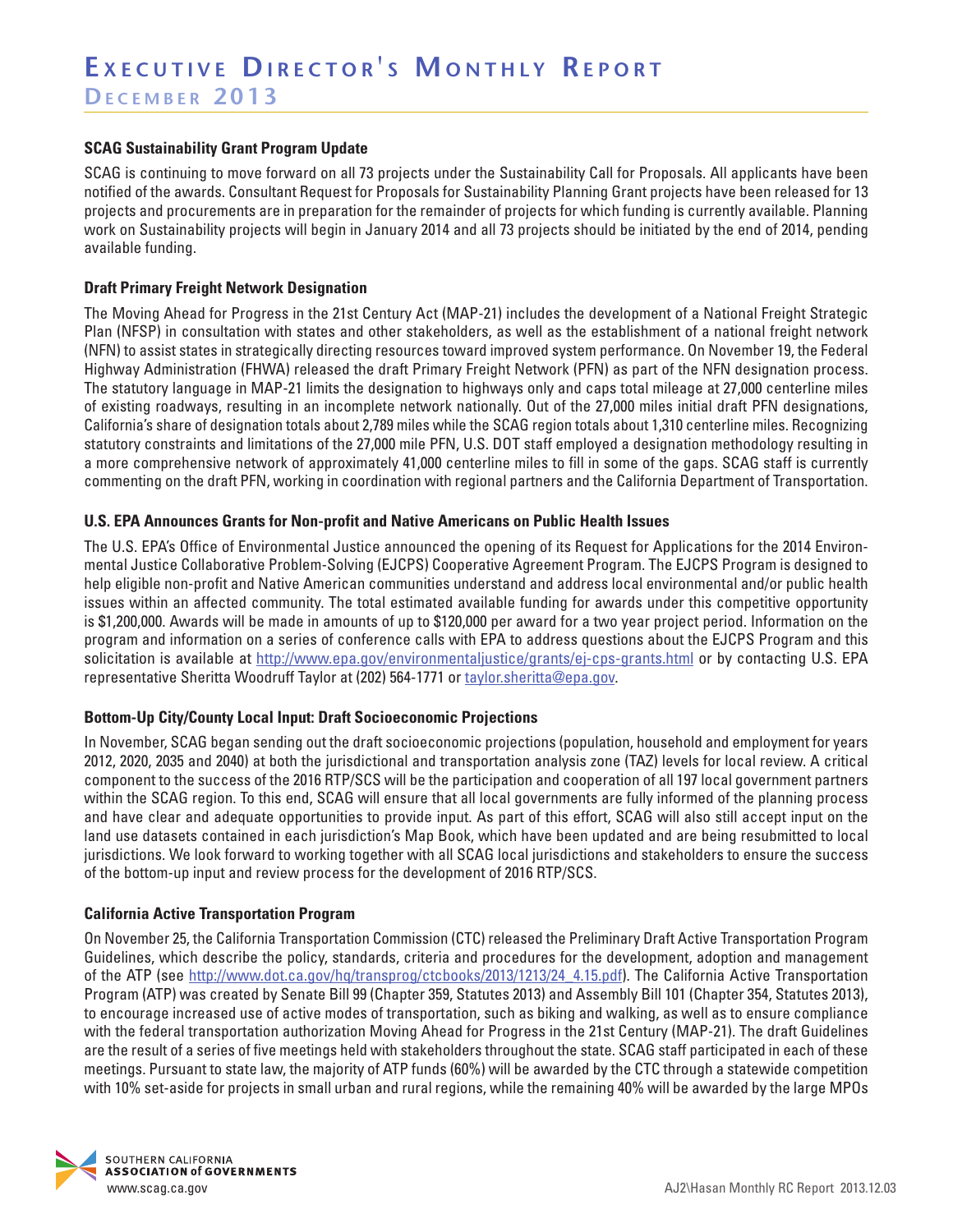# Executive Director's Monthly Report

## December 2013

### SCAG Sustainability Grant Program Update

SCAG is continuing to move forward on all 73 projects under the Sustainability Call for Proposals. All applicants have been notified of the awards. Consultant Request for Proposals for Sustainability Planning Grant projects have been released for 13 projects and procurements are in preparation for the remainder of projects for which funding is currently available. Planning work on Sustainability projects will begin in January 2014 and all 73 projects should be initiated by the end of 2014, pending available funding.

### Draft Primary Freight Network Designation

The Moving Ahead for Progress in the 21st Century Act (MAP-21) includes the development of a National Freight Strategic Plan (NFSP) in consultation with states and other stakeholders, as well as the establishment of a national freight network (NFN) to assist states in strategically directing resources toward improved system performance. On November 19, the Federal Highway Administration (FHWA) released the draft Primary Freight Network (PFN) as part of the NFN designation process. The statutory language in MAP-21 limits the designation to highways only and caps total mileage at 27,000 centerline miles of existing roadways, resulting in an incomplete network nationally. Out of the 27,000 miles initial draft PFN designations, California's share of designation totals about 2,789 miles while the SCAG region totals about 1,310 centerline miles. Recognizing statutory constraints and limitations of the 27,000 mile PFN, U.S. DOT staff employed a designation methodology resulting in a more comprehensive network of approximately 41,000 centerline miles to fill in some of the gaps. SCAG staff is currently commenting on the draft PFN, working in coordination with regional partners and the California Department of Transportation.

### U.S. EPA Announces Grants for Non-profit and Native Americans on Public Health Issues

The U.S. EPA's Office of Environmental Justice announced the opening of its Request for Applications for the 2014 Environmental Justice Collaborative Problem-Solving (EJCPS) Cooperative Agreement Program. The EJCPS Program is designed to help eligible non-profit and Native American communities understand and address local environmental and/or public health issues within an affected community. The total estimated available funding for awards under this competitive opportunity is $1,200,000. Awards will be made in amounts of up to $120,000 per award for a two year project period. Information on the program and information on a series of conference calls with EPA to address questions about the EJCPS Program and this solicitation is available at http://www.epa.gov/environmentaljustice/grants/ej-cps-grants.html or by contacting U.S. EPA representative Sheritta Woodruff Taylor at (202) 564-1771 or taylor.sheritta@epa.gov.

### Bottom-Up City/County Local Input: Draft Socioeconomic Projections

In November, SCAG began sending out the draft socioeconomic projections (population, household and employment for years 2012, 2020, 2035 and 2040) at both the jurisdictional and transportation analysis zone (TAZ) levels for local review. A critical component to the success of the 2016 RTP/SCS will be the participation and cooperation of all 197 local government partners within the SCAG region. To this end, SCAG will ensure that all local governments are fully informed of the planning process and have clear and adequate opportunities to provide input. As part of this effort, SCAG will also still accept input on the land use datasets contained in each jurisdiction's Map Book, which have been updated and are being resubmitted to local jurisdictions. We look forward to working together with all SCAG local jurisdictions and stakeholders to ensure the success of the bottom-up input and review process for the development of 2016 RTP/SCS.

### California Active Transportation Program

On November 25, the California Transportation Commission (CTC) released the Preliminary Draft Active Transportation Program Guidelines, which describe the policy, standards, criteria and procedures for the development, adoption and management of the ATP (see http://www.dot.ca.gov/hq/transprog/ctcbooks/2013/1213/24_4.15.pdf). The California Active Transportation Program (ATP) was created by Senate Bill 99 (Chapter 359, Statutes 2013) and Assembly Bill 101 (Chapter 354, Statutes 2013), to encourage increased use of active modes of transportation, such as biking and walking, as well as to ensure compliance with the federal transportation authorization Moving Ahead for Progress in the 21st Century (MAP-21). The draft Guidelines are the result of a series of five meetings held with stakeholders throughout the state. SCAG staff participated in each of these meetings. Pursuant to state law, the majority of ATP funds (60%) will be awarded by the CTC through a statewide competition with 10% set-aside for projects in small urban and rural regions, while the remaining 40% will be awarded by the large MPOs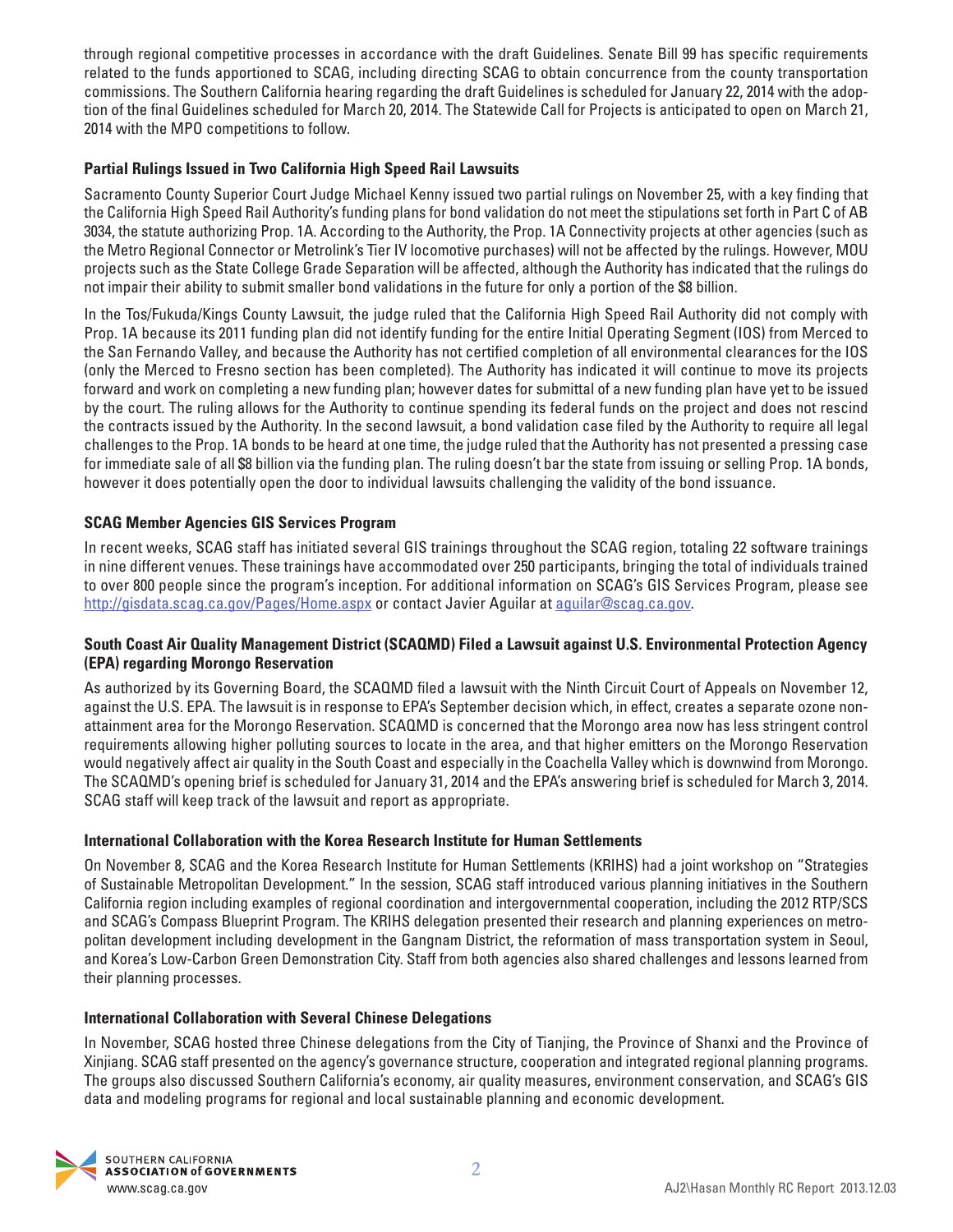through regional competitive processes in accordance with the draft Guidelines. Senate Bill 99 has specific requirements related to the funds apportioned to SCAG, including directing SCAG to obtain concurrence from the county transportation commissions. The Southern California hearing regarding the draft Guidelines is scheduled for January 22, 2014 with the adoption of the final Guidelines scheduled for March 20, 2014. The Statewide Call for Projects is anticipated to open on March 21, 2014 with the MPO competitions to follow.

**Partial Rulings Issued in Two California High Speed Rail Lawsuits**

Sacramento County Superior Court Judge Michael Kenny issued two partial rulings on November 25, with a key finding that the California High Speed Rail Authority's funding plans for bond validation do not meet the stipulations set forth in Part C of AB 3034, the statute authorizing Prop. 1A. According to the Authority, the Prop. 1A Connectivity projects at other agencies (such as the Metro Regional Connector or Metrolink's Tier IV locomotive purchases) will not be affected by the rulings. However, MOU projects such as the State College Grade Separation will be affected, although the Authority has indicated that the rulings do not impair their ability to submit smaller bond validations in the future for only a portion of the $8 billion.

In the Tos/Fukuda/Kings County Lawsuit, the judge ruled that the California High Speed Rail Authority did not comply with Prop. 1A because its 2011 funding plan did not identify funding for the entire Initial Operating Segment (IOS) from Merced to the San Fernando Valley, and because the Authority has not certified completion of all environmental clearances for the IOS (only the Merced to Fresno section has been completed). The Authority has indicated it will continue to move its projects forward and work on completing a new funding plan; however dates for submittal of a new funding plan have yet to be issued by the court. The ruling allows for the Authority to continue spending its federal funds on the project and does not rescind the contracts issued by the Authority. In the second lawsuit, a bond validation case filed by the Authority to require all legal challenges to the Prop. 1A bonds to be heard at one time, the judge ruled that the Authority has not presented a pressing case for immediate sale of all $8 billion via the funding plan. The ruling doesn't bar the state from issuing or selling Prop. 1A bonds, however it does potentially open the door to individual lawsuits challenging the validity of the bond issuance.

**SCAG Member Agencies GIS Services Program**

In recent weeks, SCAG staff has initiated several GIS trainings throughout the SCAG region, totaling 22 software trainings in nine different venues. These trainings have accommodated over 250 participants, bringing the total of individuals trained to over 800 people since the program's inception. For additional information on SCAG's GIS Services Program, please see http://gisdata.scag.ca.gov/Pages/Home.aspx or contact Javier Aguilar at aguilar@scag.ca.gov.

**South Coast Air Quality Management District (SCAQMD) Filed a Lawsuit against U.S. Environmental Protection Agency (EPA) regarding Morongo Reservation**

As authorized by its Governing Board, the SCAQMD filed a lawsuit with the Ninth Circuit Court of Appeals on November 12, against the U.S. EPA. The lawsuit is in response to EPA's September decision which, in effect, creates a separate ozone non-attainment area for the Morongo Reservation. SCAQMD is concerned that the Morongo area now has less stringent control requirements allowing higher polluting sources to locate in the area, and that higher emitters on the Morongo Reservation would negatively affect air quality in the South Coast and especially in the Coachella Valley which is downwind from Morongo. The SCAQMD's opening brief is scheduled for January 31, 2014 and the EPA's answering brief is scheduled for March 3, 2014. SCAG staff will keep track of the lawsuit and report as appropriate.

**International Collaboration with the Korea Research Institute for Human Settlements**

On November 8, SCAG and the Korea Research Institute for Human Settlements (KRIHS) had a joint workshop on "Strategies of Sustainable Metropolitan Development." In the session, SCAG staff introduced various planning initiatives in the Southern California region including examples of regional coordination and intergovernmental cooperation, including the 2012 RTP/SCS and SCAG's Compass Blueprint Program. The KRIHS delegation presented their research and planning experiences on metropolitan development including development in the Gangnam District, the reformation of mass transportation system in Seoul, and Korea's Low-Carbon Green Demonstration City. Staff from both agencies also shared challenges and lessons learned from their planning processes.

**International Collaboration with Several Chinese Delegations**

In November, SCAG hosted three Chinese delegations from the City of Tianjing, the Province of Shanxi and the Province of Xinjiang. SCAG staff presented on the agency's governance structure, cooperation and integrated regional planning programs. The groups also discussed Southern California's economy, air quality measures, environment conservation, and SCAG's GIS data and modeling programs for regional and local sustainable planning and economic development.